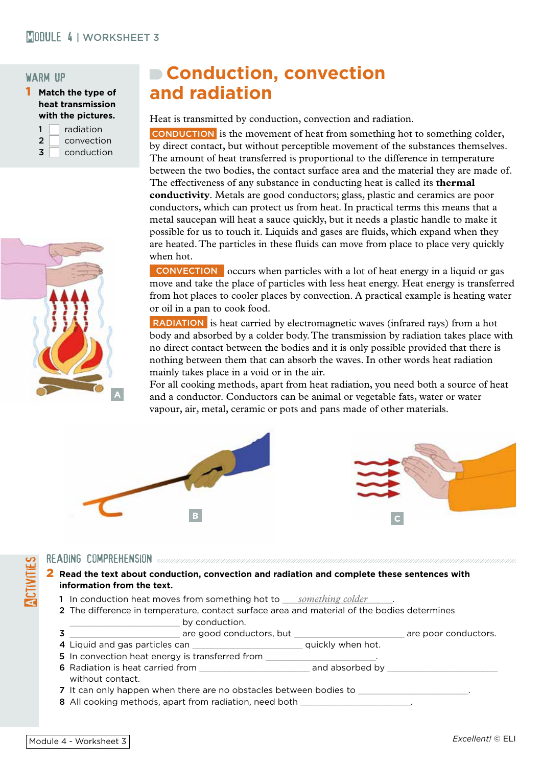# Conduction, convection and radiation

## WARM UP

**1 Match the type of heat transmission with the pictures.**

1 ☐ radiation
2 ☐ convection
3 ☐ conduction

Heat is transmitted by conduction, convection and radiation.

**CONDUCTION** is the movement of heat from something hot to something colder, by direct contact, but without perceptible movement of the substances themselves. The amount of heat transferred is proportional to the difference in temperature between the two bodies, the contact surface area and the material they are made of. The effectiveness of any substance in conducting heat is called its **thermal conductivity**. Metals are good conductors; glass, plastic and ceramics are poor conductors, which can protect us from heat. In practical terms this means that a metal saucepan will heat a sauce quickly, but it needs a plastic handle to make it possible for us to touch it. Liquids and gases are fluids, which expand when they are heated. The particles in these fluids can move from place to place very quickly when hot.

**CONVECTION** occurs when particles with a lot of heat energy in a liquid or gas move and take the place of particles with less heat energy. Heat energy is transferred from hot places to cooler places by convection. A practical example is heating water or oil in a pan to cook food.

**RADIATION** is heat carried by electromagnetic waves (infrared rays) from a hot body and absorbed by a colder body. The transmission by radiation takes place with no direct contact between the bodies and it is only possible provided that there is nothing between them that can absorb the waves. In other words heat radiation mainly takes place in a void or in the air.

For all cooking methods, apart from heat radiation, you need both a source of heat and a conductor. Conductors can be animal or vegetable fats, water or water vapour, air, metal, ceramic or pots and pans made of other materials.

A

B

C

## ACTIVITIES

### READING COMPREHENSION

**2 Read the text about conduction, convection and radiation and complete these sentences with information from the text.**

1 In conduction heat moves from something hot to *something colder*.
2 The difference in temperature, contact surface area and material of the bodies determines ______________________ by conduction.
3 ______________________ are good conductors, but ______________________ are poor conductors.
4 Liquid and gas particles can ______________________ quickly when hot.
5 In convection heat energy is transferred from ______________________.
6 Radiation is heat carried from ______________________ and absorbed by ______________________ without contact.
7 It can only happen when there are no obstacles between bodies to ______________________.
8 All cooking methods, apart from radiation, need both ______________________.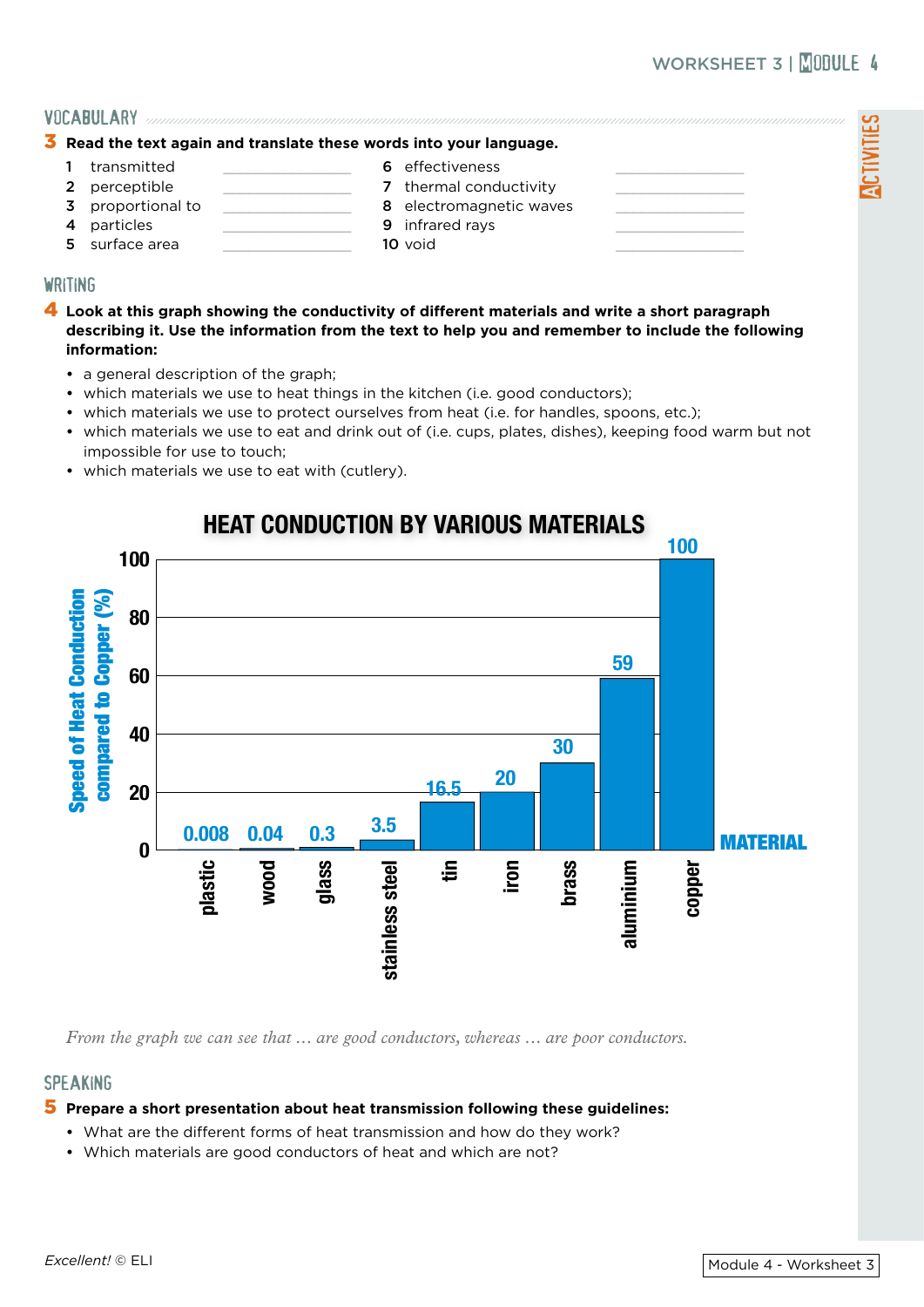## VOCABULARY

**3 Read the text again and translate these words into your language.**

1 transmitted ____________
2 perceptible ____________
3 proportional to ____________
4 particles ____________
5 surface area ____________
6 effectiveness ____________
7 thermal conductivity ____________
8 electromagnetic waves ____________
9 infrared rays ____________
10 void ____________

## WRITING

**4 Look at this graph showing the conductivity of different materials and write a short paragraph describing it. Use the information from the text to help you and remember to include the following information:**

- a general description of the graph;
- which materials we use to heat things in the kitchen (i.e. good conductors);
- which materials we use to protect ourselves from heat (i.e. for handles, spoons, etc.);
- which materials we use to eat and drink out of (i.e. cups, plates, dishes), keeping food warm but not impossible for use to touch;
- which materials we use to eat with (cutlery).

HEAT CONDUCTION BY VARIOUS MATERIALS

Speed of Heat Conduction compared to Copper (%)

0, 20, 40, 60, 80, 100

plastic 0.008
wood 0.04
glass 0.3
stainless steel 3.5
tin 16.5
iron 20
brass 30
aluminium 59
copper 100

MATERIAL

*From the graph we can see that … are good conductors, whereas … are poor conductors.*

## SPEAKING

**5 Prepare a short presentation about heat transmission following these guidelines:**

- What are the different forms of heat transmission and how do they work?
- Which materials are good conductors of heat and which are not?